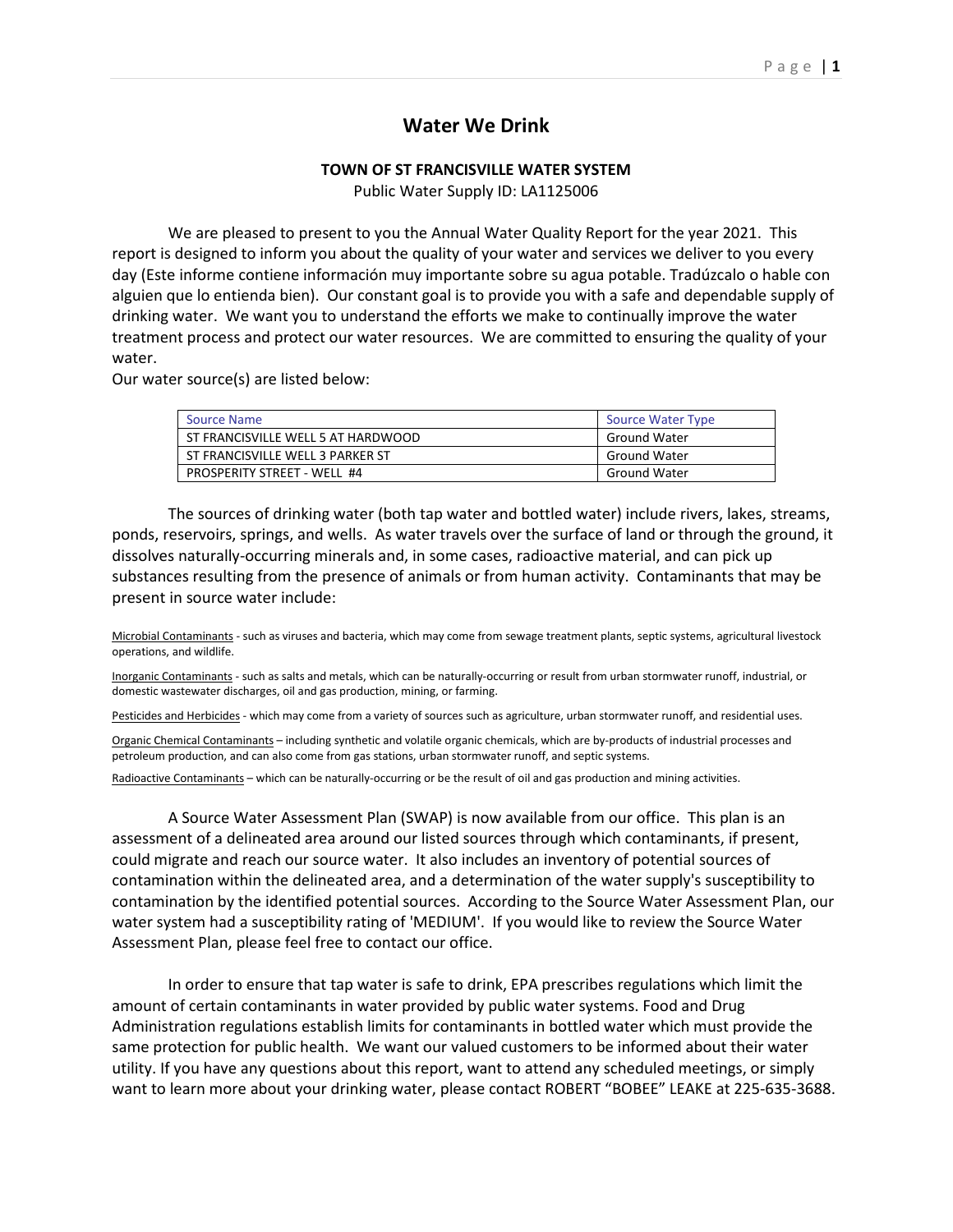# Water We Drink

**TOWN OF ST FRANCISVILLE WATER SYSTEM**

Public Water Supply ID: LA1125006

We are pleased to present to you the Annual Water Quality Report for the year 2021. This report is designed to inform you about the quality of your water and services we deliver to you every day (Este informe contiene información muy importante sobre su agua potable. Tradúzcalo o hable con alguien que lo entienda bien). Our constant goal is to provide you with a safe and dependable supply of drinking water. We want you to understand the efforts we make to continually improve the water treatment process and protect our water resources. We are committed to ensuring the quality of your water.

Our water source(s) are listed below:

| Source Name | Source Water Type |
|---|---|
| ST FRANCISVILLE WELL 5 AT HARDWOOD | Ground Water |
| ST FRANCISVILLE WELL 3 PARKER ST | Ground Water |
| PROSPERITY STREET - WELL #4 | Ground Water |

The sources of drinking water (both tap water and bottled water) include rivers, lakes, streams, ponds, reservoirs, springs, and wells. As water travels over the surface of land or through the ground, it dissolves naturally-occurring minerals and, in some cases, radioactive material, and can pick up substances resulting from the presence of animals or from human activity. Contaminants that may be present in source water include:

Microbial Contaminants - such as viruses and bacteria, which may come from sewage treatment plants, septic systems, agricultural livestock operations, and wildlife.

Inorganic Contaminants - such as salts and metals, which can be naturally-occurring or result from urban stormwater runoff, industrial, or domestic wastewater discharges, oil and gas production, mining, or farming.

Pesticides and Herbicides - which may come from a variety of sources such as agriculture, urban stormwater runoff, and residential uses.

Organic Chemical Contaminants – including synthetic and volatile organic chemicals, which are by-products of industrial processes and petroleum production, and can also come from gas stations, urban stormwater runoff, and septic systems.

Radioactive Contaminants – which can be naturally-occurring or be the result of oil and gas production and mining activities.

A Source Water Assessment Plan (SWAP) is now available from our office. This plan is an assessment of a delineated area around our listed sources through which contaminants, if present, could migrate and reach our source water. It also includes an inventory of potential sources of contamination within the delineated area, and a determination of the water supply's susceptibility to contamination by the identified potential sources. According to the Source Water Assessment Plan, our water system had a susceptibility rating of 'MEDIUM'. If you would like to review the Source Water Assessment Plan, please feel free to contact our office.

In order to ensure that tap water is safe to drink, EPA prescribes regulations which limit the amount of certain contaminants in water provided by public water systems. Food and Drug Administration regulations establish limits for contaminants in bottled water which must provide the same protection for public health. We want our valued customers to be informed about their water utility. If you have any questions about this report, want to attend any scheduled meetings, or simply want to learn more about your drinking water, please contact ROBERT "BOBEE" LEAKE at 225-635-3688.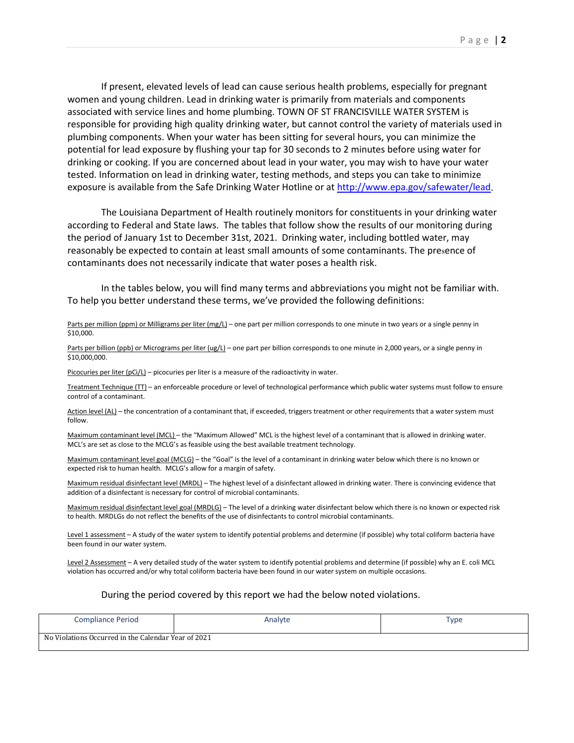If present, elevated levels of lead can cause serious health problems, especially for pregnant women and young children. Lead in drinking water is primarily from materials and components associated with service lines and home plumbing. TOWN OF ST FRANCISVILLE WATER SYSTEM is responsible for providing high quality drinking water, but cannot control the variety of materials used in plumbing components. When your water has been sitting for several hours, you can minimize the potential for lead exposure by flushing your tap for 30 seconds to 2 minutes before using water for drinking or cooking. If you are concerned about lead in your water, you may wish to have your water tested. Information on lead in drinking water, testing methods, and steps you can take to minimize exposure is available from the Safe Drinking Water Hotline or at http://www.epa.gov/safewater/lead.

The Louisiana Department of Health routinely monitors for constituents in your drinking water according to Federal and State laws. The tables that follow show the results of our monitoring during the period of January 1st to December 31st, 2021. Drinking water, including bottled water, may reasonably be expected to contain at least small amounts of some contaminants. The presence of contaminants does not necessarily indicate that water poses a health risk.

In the tables below, you will find many terms and abbreviations you might not be familiar with. To help you better understand these terms, we've provided the following definitions:

Parts per million (ppm) or Milligrams per liter (mg/L) – one part per million corresponds to one minute in two years or a single penny in $10,000.

Parts per billion (ppb) or Micrograms per liter (ug/L) – one part per billion corresponds to one minute in 2,000 years, or a single penny in $10,000,000.

Picocuries per liter (pCi/L) – picocuries per liter is a measure of the radioactivity in water.

Treatment Technique (TT) – an enforceable procedure or level of technological performance which public water systems must follow to ensure control of a contaminant.

Action level (AL) – the concentration of a contaminant that, if exceeded, triggers treatment or other requirements that a water system must follow.

Maximum contaminant level (MCL) – the "Maximum Allowed" MCL is the highest level of a contaminant that is allowed in drinking water. MCL's are set as close to the MCLG's as feasible using the best available treatment technology.

Maximum contaminant level goal (MCLG) – the "Goal" is the level of a contaminant in drinking water below which there is no known or expected risk to human health. MCLG's allow for a margin of safety.

Maximum residual disinfectant level (MRDL) – The highest level of a disinfectant allowed in drinking water. There is convincing evidence that addition of a disinfectant is necessary for control of microbial contaminants.

Maximum residual disinfectant level goal (MRDLG) – The level of a drinking water disinfectant below which there is no known or expected risk to health. MRDLGs do not reflect the benefits of the use of disinfectants to control microbial contaminants.

Level 1 assessment – A study of the water system to identify potential problems and determine (if possible) why total coliform bacteria have been found in our water system.

Level 2 Assessment – A very detailed study of the water system to identify potential problems and determine (if possible) why an E. coli MCL violation has occurred and/or why total coliform bacteria have been found in our water system on multiple occasions.

During the period covered by this report we had the below noted violations.

| Compliance Period | Analyte | Type |
|---|---|---|
| No Violations Occurred in the Calendar Year of 2021 | | |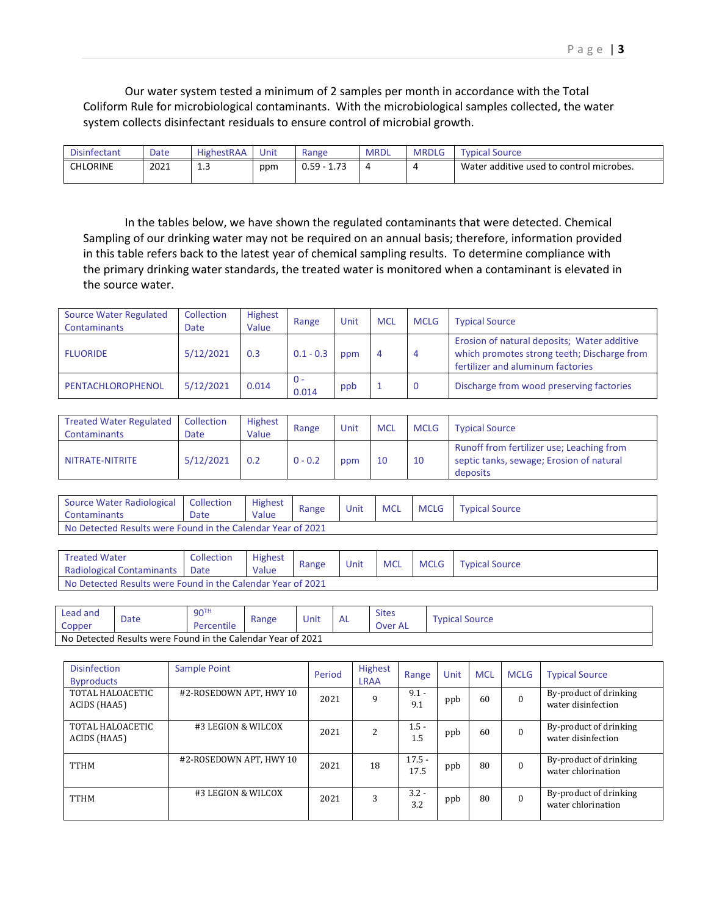Our water system tested a minimum of 2 samples per month in accordance with the Total Coliform Rule for microbiological contaminants. With the microbiological samples collected, the water system collects disinfectant residuals to ensure control of microbial growth.

| Disinfectant | Date | HighestRAA | Unit | Range | MRDL | MRDLG | Typical Source |
|---|---|---|---|---|---|---|---|
| CHLORINE | 2021 | 1.3 | ppm | 0.59 - 1.73 | 4 | 4 | Water additive used to control microbes. |

In the tables below, we have shown the regulated contaminants that were detected. Chemical Sampling of our drinking water may not be required on an annual basis; therefore, information provided in this table refers back to the latest year of chemical sampling results. To determine compliance with the primary drinking water standards, the treated water is monitored when a contaminant is elevated in the source water.

| Source Water Regulated Contaminants | Collection Date | Highest Value | Range | Unit | MCL | MCLG | Typical Source |
|---|---|---|---|---|---|---|---|
| FLUORIDE | 5/12/2021 | 0.3 | 0.1 - 0.3 | ppm | 4 | 4 | Erosion of natural deposits; Water additive which promotes strong teeth; Discharge from fertilizer and aluminum factories |
| PENTACHLOROPHENOL | 5/12/2021 | 0.014 | 0 - 0.014 | ppb | 1 | 0 | Discharge from wood preserving factories |

| Treated Water Regulated Contaminants | Collection Date | Highest Value | Range | Unit | MCL | MCLG | Typical Source |
|---|---|---|---|---|---|---|---|
| NITRATE-NITRITE | 5/12/2021 | 0.2 | 0 - 0.2 | ppm | 10 | 10 | Runoff from fertilizer use; Leaching from septic tanks, sewage; Erosion of natural deposits |

| Source Water Radiological Contaminants | Collection Date | Highest Value | Range | Unit | MCL | MCLG | Typical Source |
|---|---|---|---|---|---|---|---|
| No Detected Results were Found in the Calendar Year of 2021 | | | | | | | |

| Treated Water Radiological Contaminants | Collection Date | Highest Value | Range | Unit | MCL | MCLG | Typical Source |
|---|---|---|---|---|---|---|---|
| No Detected Results were Found in the Calendar Year of 2021 | | | | | | | |

| Lead and Copper | Date | 90TH Percentile | Range | Unit | AL | Sites Over AL | Typical Source |
|---|---|---|---|---|---|---|---|
| No Detected Results were Found in the Calendar Year of 2021 | | | | | | | |

| Disinfection Byproducts | Sample Point | Period | Highest LRAA | Range | Unit | MCL | MCLG | Typical Source |
|---|---|---|---|---|---|---|---|---|
| TOTAL HALOACETIC ACIDS (HAA5) | #2-ROSEDOWN APT, HWY 10 | 2021 | 9 | 9.1 - 9.1 | ppb | 60 | 0 | By-product of drinking water disinfection |
| TOTAL HALOACETIC ACIDS (HAA5) | #3 LEGION & WILCOX | 2021 | 2 | 1.5 - 1.5 | ppb | 60 | 0 | By-product of drinking water disinfection |
| TTHM | #2-ROSEDOWN APT, HWY 10 | 2021 | 18 | 17.5 - 17.5 | ppb | 80 | 0 | By-product of drinking water chlorination |
| TTHM | #3 LEGION & WILCOX | 2021 | 3 | 3.2 - 3.2 | ppb | 80 | 0 | By-product of drinking water chlorination |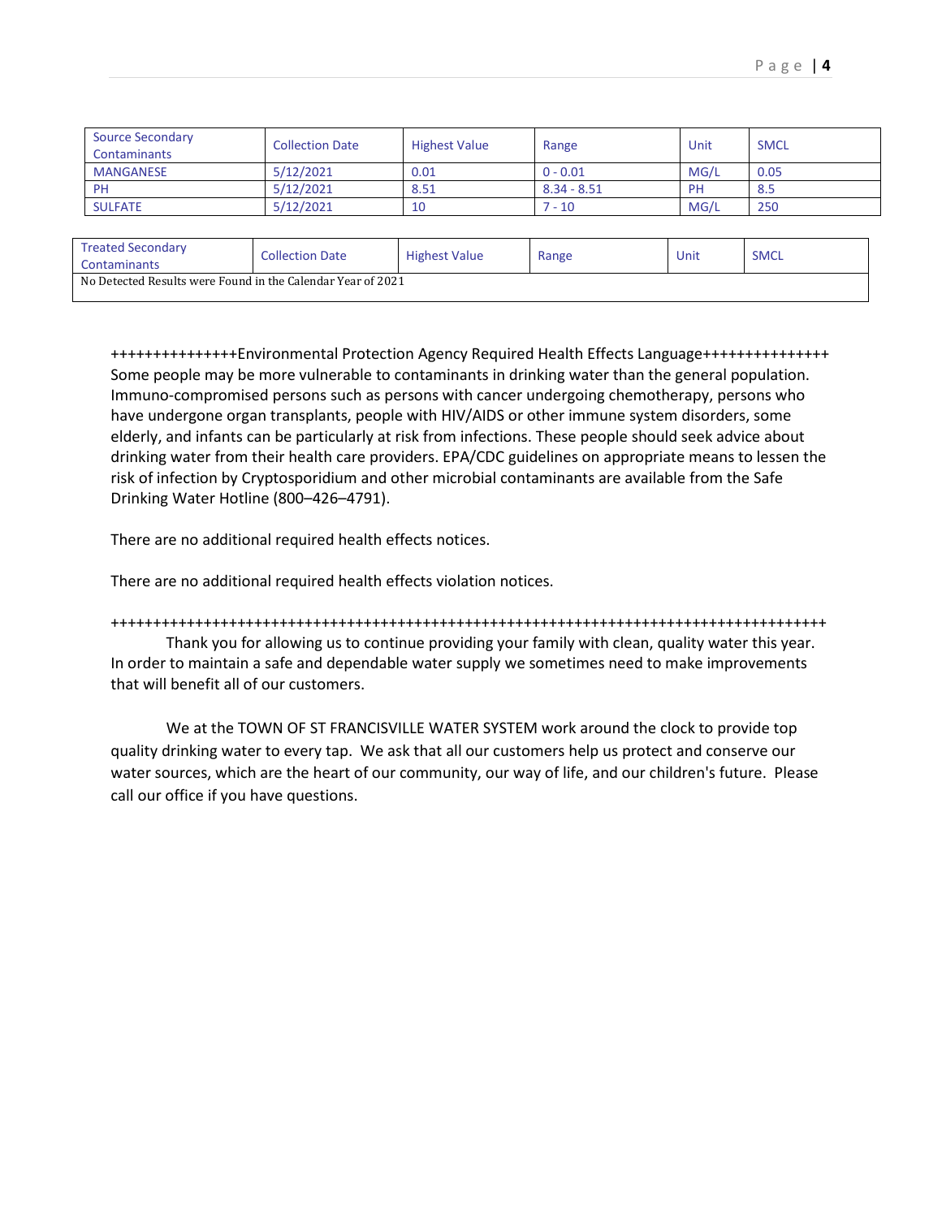| Source Secondary Contaminants | Collection Date | Highest Value | Range | Unit | SMCL |
|---|---|---|---|---|---|
| MANGANESE | 5/12/2021 | 0.01 | 0 - 0.01 | MG/L | 0.05 |
| PH | 5/12/2021 | 8.51 | 8.34 - 8.51 | PH | 8.5 |
| SULFATE | 5/12/2021 | 10 | 7 - 10 | MG/L | 250 |

| Treated Secondary Contaminants | Collection Date | Highest Value | Range | Unit | SMCL |
|---|---|---|---|---|---|
| No Detected Results were Found in the Calendar Year of 2021 | | | | | |

+++++++++++++++Environmental Protection Agency Required Health Effects Language+++++++++++++++
Some people may be more vulnerable to contaminants in drinking water than the general population. Immuno-compromised persons such as persons with cancer undergoing chemotherapy, persons who have undergone organ transplants, people with HIV/AIDS or other immune system disorders, some elderly, and infants can be particularly at risk from infections. These people should seek advice about drinking water from their health care providers. EPA/CDC guidelines on appropriate means to lessen the risk of infection by Cryptosporidium and other microbial contaminants are available from the Safe Drinking Water Hotline (800–426–4791).

There are no additional required health effects notices.

There are no additional required health effects violation notices.

+++++++++++++++++++++++++++++++++++++++++++++++++++++++++++++++++++++++++++++++++++++++++

Thank you for allowing us to continue providing your family with clean, quality water this year. In order to maintain a safe and dependable water supply we sometimes need to make improvements that will benefit all of our customers.

We at the TOWN OF ST FRANCISVILLE WATER SYSTEM work around the clock to provide top quality drinking water to every tap. We ask that all our customers help us protect and conserve our water sources, which are the heart of our community, our way of life, and our children's future. Please call our office if you have questions.